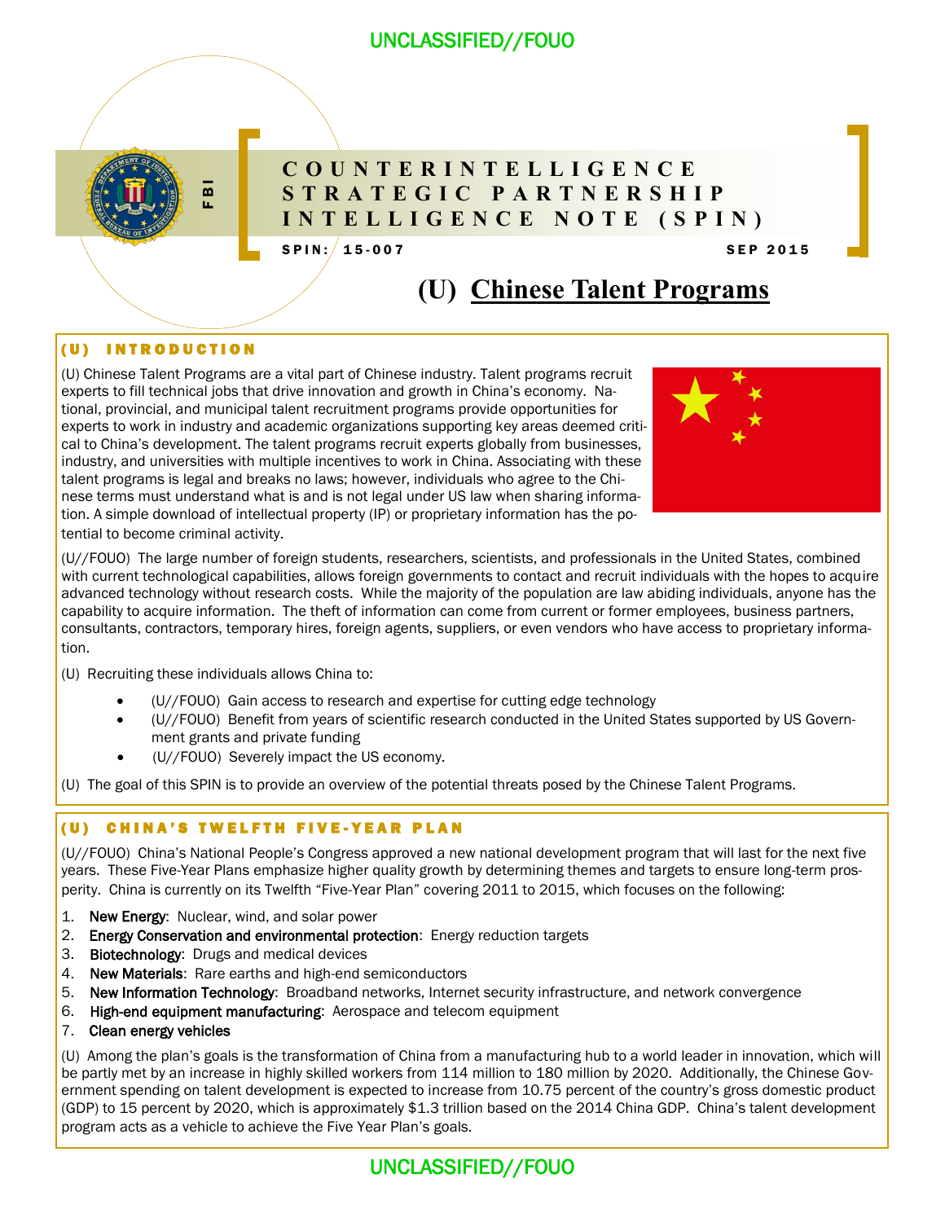UNCLASSIFIED//FOUO

FBI

# COUNTERINTELLIGENCE STRATEGIC PARTNERSHIP INTELLIGENCE NOTE (SPIN)

SPIN: 15-007 SEP 2015

# (U) Chinese Talent Programs

## (U) INTRODUCTION

(U) Chinese Talent Programs are a vital part of Chinese industry. Talent programs recruit experts to fill technical jobs that drive innovation and growth in China's economy. National, provincial, and municipal talent recruitment programs provide opportunities for experts to work in industry and academic organizations supporting key areas deemed critical to China's development. The talent programs recruit experts globally from businesses, industry, and universities with multiple incentives to work in China. Associating with these talent programs is legal and breaks no laws; however, individuals who agree to the Chinese terms must understand what is and is not legal under US law when sharing information. A simple download of intellectual property (IP) or proprietary information has the potential to become criminal activity.

(U//FOUO) The large number of foreign students, researchers, scientists, and professionals in the United States, combined with current technological capabilities, allows foreign governments to contact and recruit individuals with the hopes to acquire advanced technology without research costs. While the majority of the population are law abiding individuals, anyone has the capability to acquire information. The theft of information can come from current or former employees, business partners, consultants, contractors, temporary hires, foreign agents, suppliers, or even vendors who have access to proprietary information.

(U) Recruiting these individuals allows China to:

- (U//FOUO) Gain access to research and expertise for cutting edge technology
- (U//FOUO) Benefit from years of scientific research conducted in the United States supported by US Government grants and private funding
- (U//FOUO) Severely impact the US economy.

(U) The goal of this SPIN is to provide an overview of the potential threats posed by the Chinese Talent Programs.

## (U) CHINA'S TWELFTH FIVE-YEAR PLAN

(U//FOUO) China's National People's Congress approved a new national development program that will last for the next five years. These Five-Year Plans emphasize higher quality growth by determining themes and targets to ensure long-term prosperity. China is currently on its Twelfth "Five-Year Plan" covering 2011 to 2015, which focuses on the following:

1. **New Energy**: Nuclear, wind, and solar power
2. **Energy Conservation and environmental protection**: Energy reduction targets
3. **Biotechnology**: Drugs and medical devices
4. **New Materials**: Rare earths and high-end semiconductors
5. **New Information Technology**: Broadband networks, Internet security infrastructure, and network convergence
6. **High-end equipment manufacturing**: Aerospace and telecom equipment
7. **Clean energy vehicles**

(U) Among the plan's goals is the transformation of China from a manufacturing hub to a world leader in innovation, which will be partly met by an increase in highly skilled workers from 114 million to 180 million by 2020. Additionally, the Chinese Government spending on talent development is expected to increase from 10.75 percent of the country's gross domestic product (GDP) to 15 percent by 2020, which is approximately $1.3 trillion based on the 2014 China GDP. China's talent development program acts as a vehicle to achieve the Five Year Plan's goals.

UNCLASSIFIED//FOUO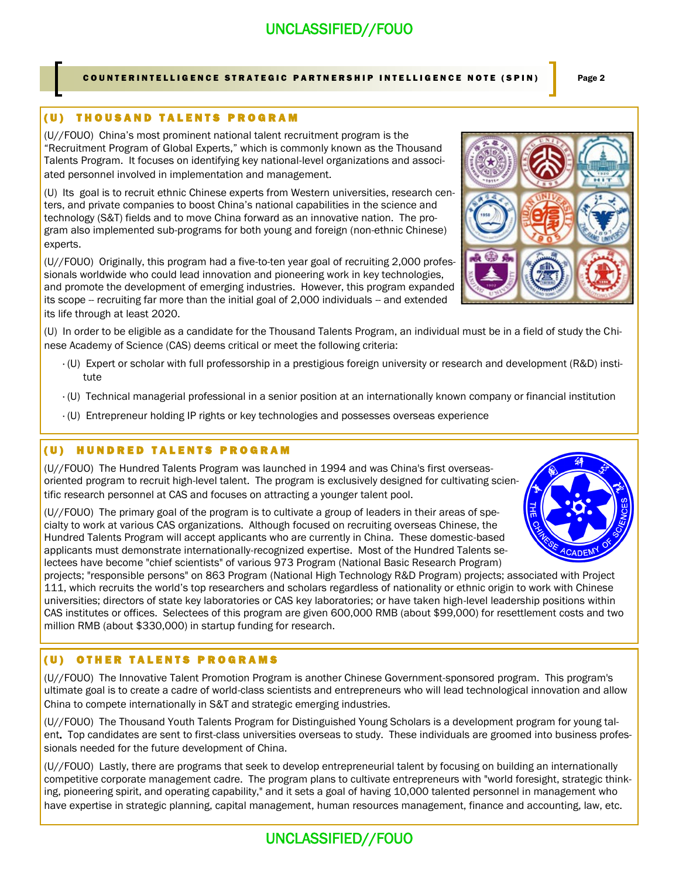## (U) THOUSAND TALENTS PROGRAM

(U//FOUO) China's most prominent national talent recruitment program is the "Recruitment Program of Global Experts," which is commonly known as the Thousand Talents Program. It focuses on identifying key national-level organizations and associated personnel involved in implementation and management.

(U) Its goal is to recruit ethnic Chinese experts from Western universities, research centers, and private companies to boost China's national capabilities in the science and technology (S&T) fields and to move China forward as an innovative nation. The program also implemented sub-programs for both young and foreign (non-ethnic Chinese) experts.

(U//FOUO) Originally, this program had a five-to-ten year goal of recruiting 2,000 professionals worldwide who could lead innovation and pioneering work in key technologies, and promote the development of emerging industries. However, this program expanded its scope -- recruiting far more than the initial goal of 2,000 individuals -- and extended its life through at least 2020.

(U) In order to be eligible as a candidate for the Thousand Talents Program, an individual must be in a field of study the Chinese Academy of Science (CAS) deems critical or meet the following criteria:

- (U) Expert or scholar with full professorship in a prestigious foreign university or research and development (R&D) institute
- (U) Technical managerial professional in a senior position at an internationally known company or financial institution
- (U) Entrepreneur holding IP rights or key technologies and possesses overseas experience

## (U) HUNDRED TALENTS PROGRAM

(U//FOUO) The Hundred Talents Program was launched in 1994 and was China's first overseas-oriented program to recruit high-level talent. The program is exclusively designed for cultivating scientific research personnel at CAS and focuses on attracting a younger talent pool.

(U//FOUO) The primary goal of the program is to cultivate a group of leaders in their areas of specialty to work at various CAS organizations. Although focused on recruiting overseas Chinese, the Hundred Talents Program will accept applicants who are currently in China. These domestic-based applicants must demonstrate internationally-recognized expertise. Most of the Hundred Talents selectees have become "chief scientists" of various 973 Program (National Basic Research Program) projects; "responsible persons" on 863 Program (National High Technology R&D Program) projects; associated with Project 111, which recruits the world's top researchers and scholars regardless of nationality or ethnic origin to work with Chinese universities; directors of state key laboratories or CAS key laboratories; or have taken high-level leadership positions within CAS institutes or offices. Selectees of this program are given 600,000 RMB (about $99,000) for resettlement costs and two million RMB (about $330,000) in startup funding for research.

## (U) OTHER TALENTS PROGRAMS

(U//FOUO) The Innovative Talent Promotion Program is another Chinese Government-sponsored program. This program's ultimate goal is to create a cadre of world-class scientists and entrepreneurs who will lead technological innovation and allow China to compete internationally in S&T and strategic emerging industries.

(U//FOUO) The Thousand Youth Talents Program for Distinguished Young Scholars is a development program for young talent. Top candidates are sent to first-class universities overseas to study. These individuals are groomed into business professionals needed for the future development of China.

(U//FOUO) Lastly, there are programs that seek to develop entrepreneurial talent by focusing on building an internationally competitive corporate management cadre. The program plans to cultivate entrepreneurs with "world foresight, strategic thinking, pioneering spirit, and operating capability," and it sets a goal of having 10,000 talented personnel in management who have expertise in strategic planning, capital management, human resources management, finance and accounting, law, etc.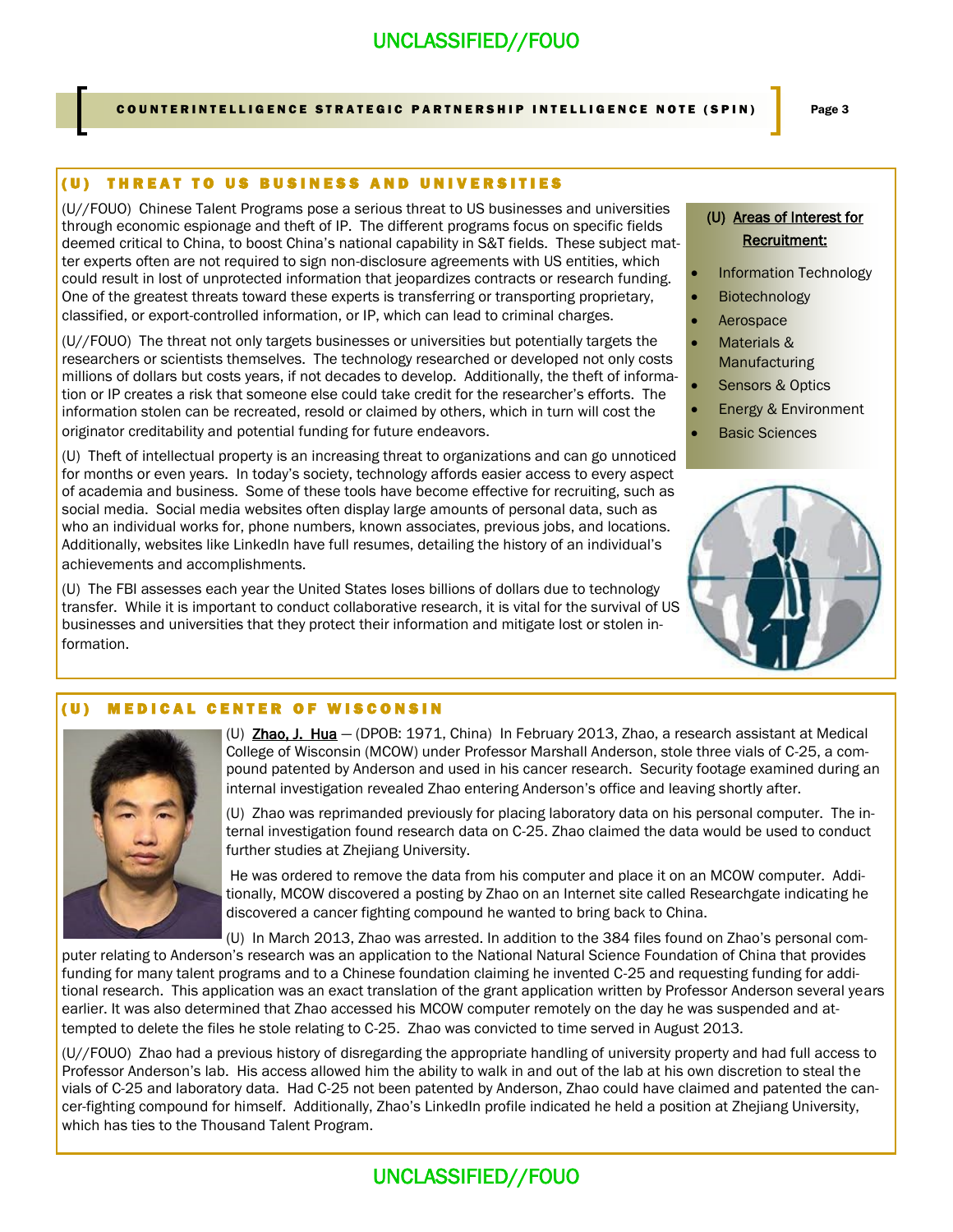UNCLASSIFIED//FOUO

## (U) THREAT TO US BUSINESS AND UNIVERSITIES

(U//FOUO) Chinese Talent Programs pose a serious threat to US businesses and universities through economic espionage and theft of IP. The different programs focus on specific fields deemed critical to China, to boost China's national capability in S&T fields. These subject matter experts often are not required to sign non-disclosure agreements with US entities, which could result in lost of unprotected information that jeopardizes contracts or research funding. One of the greatest threats toward these experts is transferring or transporting proprietary, classified, or export-controlled information, or IP, which can lead to criminal charges.

(U//FOUO) The threat not only targets businesses or universities but potentially targets the researchers or scientists themselves. The technology researched or developed not only costs millions of dollars but costs years, if not decades to develop. Additionally, the theft of information or IP creates a risk that someone else could take credit for the researcher's efforts. The information stolen can be recreated, resold or claimed by others, which in turn will cost the originator creditability and potential funding for future endeavors.

(U) Theft of intellectual property is an increasing threat to organizations and can go unnoticed for months or even years. In today's society, technology affords easier access to every aspect of academia and business. Some of these tools have become effective for recruiting, such as social media. Social media websites often display large amounts of personal data, such as who an individual works for, phone numbers, known associates, previous jobs, and locations. Additionally, websites like LinkedIn have full resumes, detailing the history of an individual's achievements and accomplishments.

(U) The FBI assesses each year the United States loses billions of dollars due to technology transfer. While it is important to conduct collaborative research, it is vital for the survival of US businesses and universities that they protect their information and mitigate lost or stolen information.

**(U) Areas of Interest for Recruitment:**

- Information Technology
- Biotechnology
- Aerospace
- Materials & Manufacturing
- Sensors & Optics
- Energy & Environment
- Basic Sciences

## (U) MEDICAL CENTER OF WISCONSIN

(U) **Zhao, J. Hua** — (DPOB: 1971, China) In February 2013, Zhao, a research assistant at Medical College of Wisconsin (MCOW) under Professor Marshall Anderson, stole three vials of C-25, a compound patented by Anderson and used in his cancer research. Security footage examined during an internal investigation revealed Zhao entering Anderson's office and leaving shortly after.

(U) Zhao was reprimanded previously for placing laboratory data on his personal computer. The internal investigation found research data on C-25. Zhao claimed the data would be used to conduct further studies at Zhejiang University.

He was ordered to remove the data from his computer and place it on an MCOW computer. Additionally, MCOW discovered a posting by Zhao on an Internet site called Researchgate indicating he discovered a cancer fighting compound he wanted to bring back to China.

(U) In March 2013, Zhao was arrested. In addition to the 384 files found on Zhao's personal computer relating to Anderson's research was an application to the National Natural Science Foundation of China that provides funding for many talent programs and to a Chinese foundation claiming he invented C-25 and requesting funding for additional research. This application was an exact translation of the grant application written by Professor Anderson several years earlier. It was also determined that Zhao accessed his MCOW computer remotely on the day he was suspended and attempted to delete the files he stole relating to C-25. Zhao was convicted to time served in August 2013.

(U//FOUO) Zhao had a previous history of disregarding the appropriate handling of university property and had full access to Professor Anderson's lab. His access allowed him the ability to walk in and out of the lab at his own discretion to steal the vials of C-25 and laboratory data. Had C-25 not been patented by Anderson, Zhao could have claimed and patented the cancer-fighting compound for himself. Additionally, Zhao's LinkedIn profile indicated he held a position at Zhejiang University, which has ties to the Thousand Talent Program.

UNCLASSIFIED//FOUO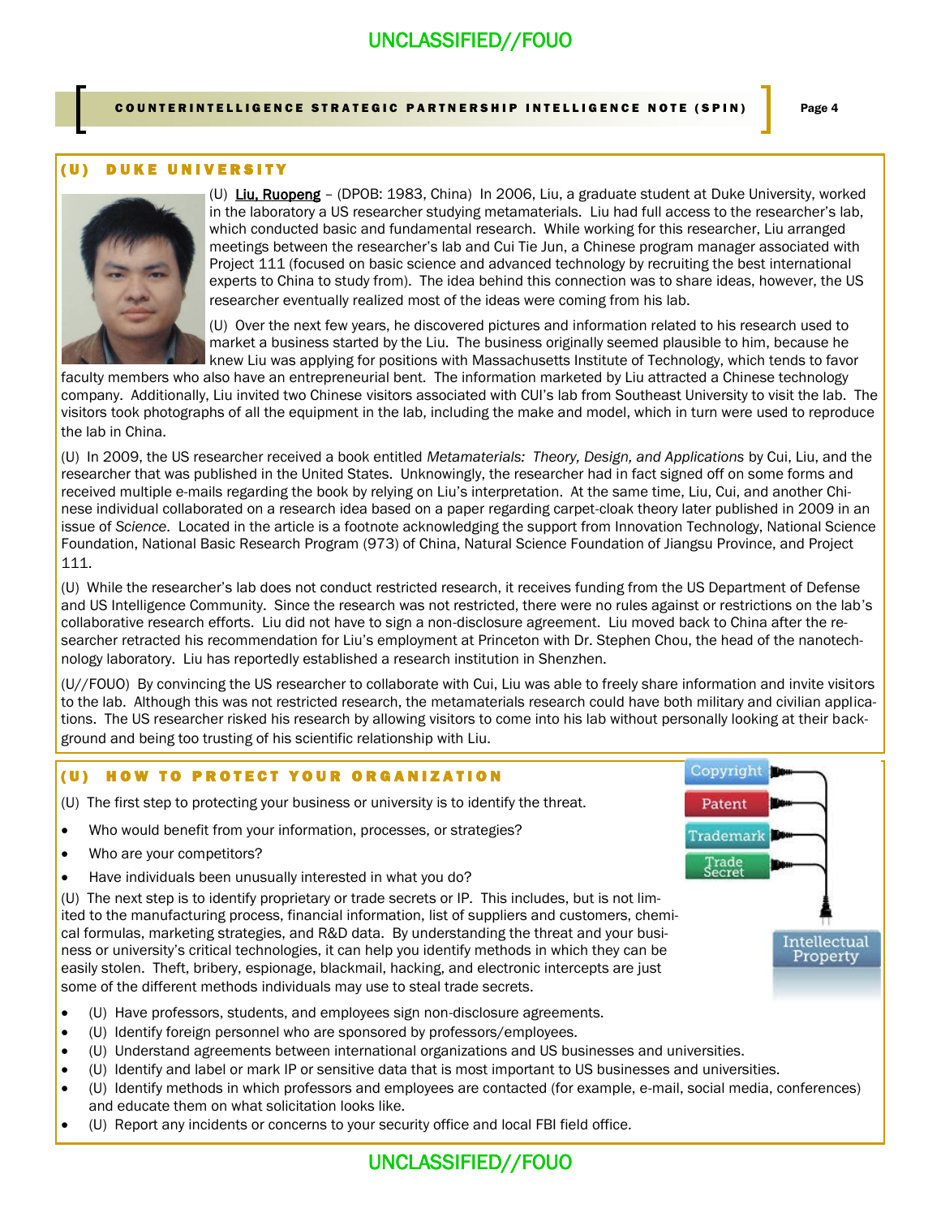UNCLASSIFIED//FOUO

## (U) DUKE UNIVERSITY

(U) Liu, Ruopeng – (DPOB: 1983, China) In 2006, Liu, a graduate student at Duke University, worked in the laboratory a US researcher studying metamaterials. Liu had full access to the researcher's lab, which conducted basic and fundamental research. While working for this researcher, Liu arranged meetings between the researcher's lab and Cui Tie Jun, a Chinese program manager associated with Project 111 (focused on basic science and advanced technology by recruiting the best international experts to China to study from). The idea behind this connection was to share ideas, however, the US researcher eventually realized most of the ideas were coming from his lab.

(U) Over the next few years, he discovered pictures and information related to his research used to market a business started by the Liu. The business originally seemed plausible to him, because he knew Liu was applying for positions with Massachusetts Institute of Technology, which tends to favor faculty members who also have an entrepreneurial bent. The information marketed by Liu attracted a Chinese technology company. Additionally, Liu invited two Chinese visitors associated with CUI's lab from Southeast University to visit the lab. The visitors took photographs of all the equipment in the lab, including the make and model, which in turn were used to reproduce the lab in China.

(U) In 2009, the US researcher received a book entitled *Metamaterials: Theory, Design, and Applications* by Cui, Liu, and the researcher that was published in the United States. Unknowingly, the researcher had in fact signed off on some forms and received multiple e-mails regarding the book by relying on Liu's interpretation. At the same time, Liu, Cui, and another Chinese individual collaborated on a research idea based on a paper regarding carpet-cloak theory later published in 2009 in an issue of *Science*. Located in the article is a footnote acknowledging the support from Innovation Technology, National Science Foundation, National Basic Research Program (973) of China, Natural Science Foundation of Jiangsu Province, and Project 111.

(U) While the researcher's lab does not conduct restricted research, it receives funding from the US Department of Defense and US Intelligence Community. Since the research was not restricted, there were no rules against or restrictions on the lab's collaborative research efforts. Liu did not have to sign a non-disclosure agreement. Liu moved back to China after the researcher retracted his recommendation for Liu's employment at Princeton with Dr. Stephen Chou, the head of the nanotechnology laboratory. Liu has reportedly established a research institution in Shenzhen.

(U//FOUO) By convincing the US researcher to collaborate with Cui, Liu was able to freely share information and invite visitors to the lab. Although this was not restricted research, the metamaterials research could have both military and civilian applications. The US researcher risked his research by allowing visitors to come into his lab without personally looking at their background and being too trusting of his scientific relationship with Liu.

## (U) HOW TO PROTECT YOUR ORGANIZATION

(U) The first step to protecting your business or university is to identify the threat.

- Who would benefit from your information, processes, or strategies?
- Who are your competitors?
- Have individuals been unusually interested in what you do?

(U) The next step is to identify proprietary or trade secrets or IP. This includes, but is not limited to the manufacturing process, financial information, list of suppliers and customers, chemical formulas, marketing strategies, and R&D data. By understanding the threat and your business or university's critical technologies, it can help you identify methods in which they can be easily stolen. Theft, bribery, espionage, blackmail, hacking, and electronic intercepts are just some of the different methods individuals may use to steal trade secrets.

- (U) Have professors, students, and employees sign non-disclosure agreements.
- (U) Identify foreign personnel who are sponsored by professors/employees.
- (U) Understand agreements between international organizations and US businesses and universities.
- (U) Identify and label or mark IP or sensitive data that is most important to US businesses and universities.
- (U) Identify methods in which professors and employees are contacted (for example, e-mail, social media, conferences) and educate them on what solicitation looks like.
- (U) Report any incidents or concerns to your security office and local FBI field office.

UNCLASSIFIED//FOUO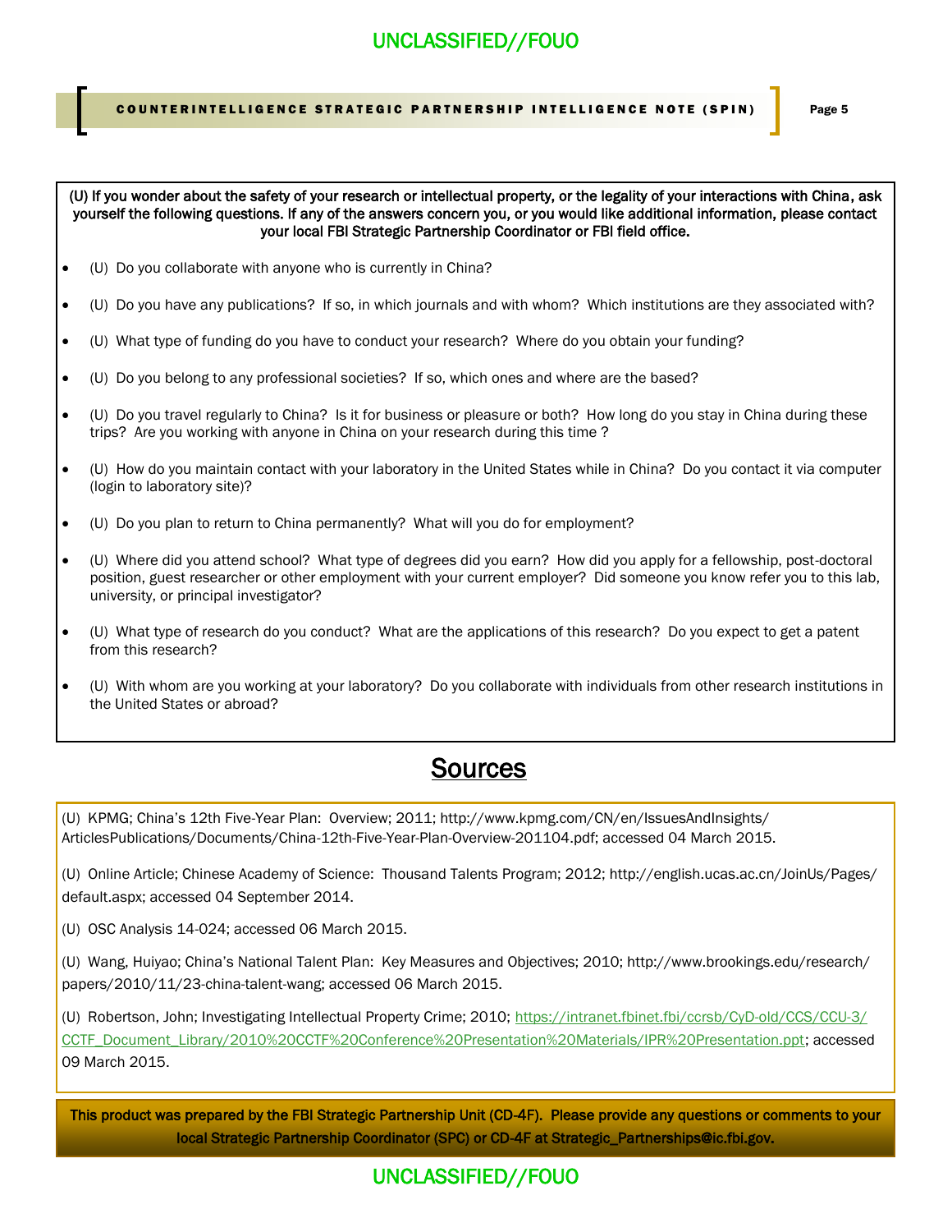**(U) If you wonder about the safety of your research or intellectual property, or the legality of your interactions with China, ask yourself the following questions. If any of the answers concern you, or you would like additional information, please contact your local FBI Strategic Partnership Coordinator or FBI field office.**

- (U) Do you collaborate with anyone who is currently in China?
- (U) Do you have any publications? If so, in which journals and with whom? Which institutions are they associated with?
- (U) What type of funding do you have to conduct your research? Where do you obtain your funding?
- (U) Do you belong to any professional societies? If so, which ones and where are the based?
- (U) Do you travel regularly to China? Is it for business or pleasure or both? How long do you stay in China during these trips? Are you working with anyone in China on your research during this time ?
- (U) How do you maintain contact with your laboratory in the United States while in China? Do you contact it via computer (login to laboratory site)?
- (U) Do you plan to return to China permanently? What will you do for employment?
- (U) Where did you attend school? What type of degrees did you earn? How did you apply for a fellowship, post-doctoral position, guest researcher or other employment with your current employer? Did someone you know refer you to this lab, university, or principal investigator?
- (U) What type of research do you conduct? What are the applications of this research? Do you expect to get a patent from this research?
- (U) With whom are you working at your laboratory? Do you collaborate with individuals from other research institutions in the United States or abroad?

## Sources

(U) KPMG; China's 12th Five-Year Plan: Overview; 2011; http://www.kpmg.com/CN/en/IssuesAndInsights/ArticlesPublications/Documents/China-12th-Five-Year-Plan-Overview-201104.pdf; accessed 04 March 2015.

(U) Online Article; Chinese Academy of Science: Thousand Talents Program; 2012; http://english.ucas.ac.cn/JoinUs/Pages/default.aspx; accessed 04 September 2014.

(U) OSC Analysis 14-024; accessed 06 March 2015.

(U) Wang, Huiyao; China's National Talent Plan: Key Measures and Objectives; 2010; http://www.brookings.edu/research/papers/2010/11/23-china-talent-wang; accessed 06 March 2015.

(U) Robertson, John; Investigating Intellectual Property Crime; 2010; https://intranet.fbinet.fbi/ccrsb/CyD-old/CCS/CCU-3/CCTF_Document_Library/2010%20CCTF%20Conference%20Presentation%20Materials/IPR%20Presentation.ppt; accessed 09 March 2015.

**This product was prepared by the FBI Strategic Partnership Unit (CD-4F). Please provide any questions or comments to your local Strategic Partnership Coordinator (SPC) or CD-4F at Strategic_Partnerships@ic.fbi.gov.**